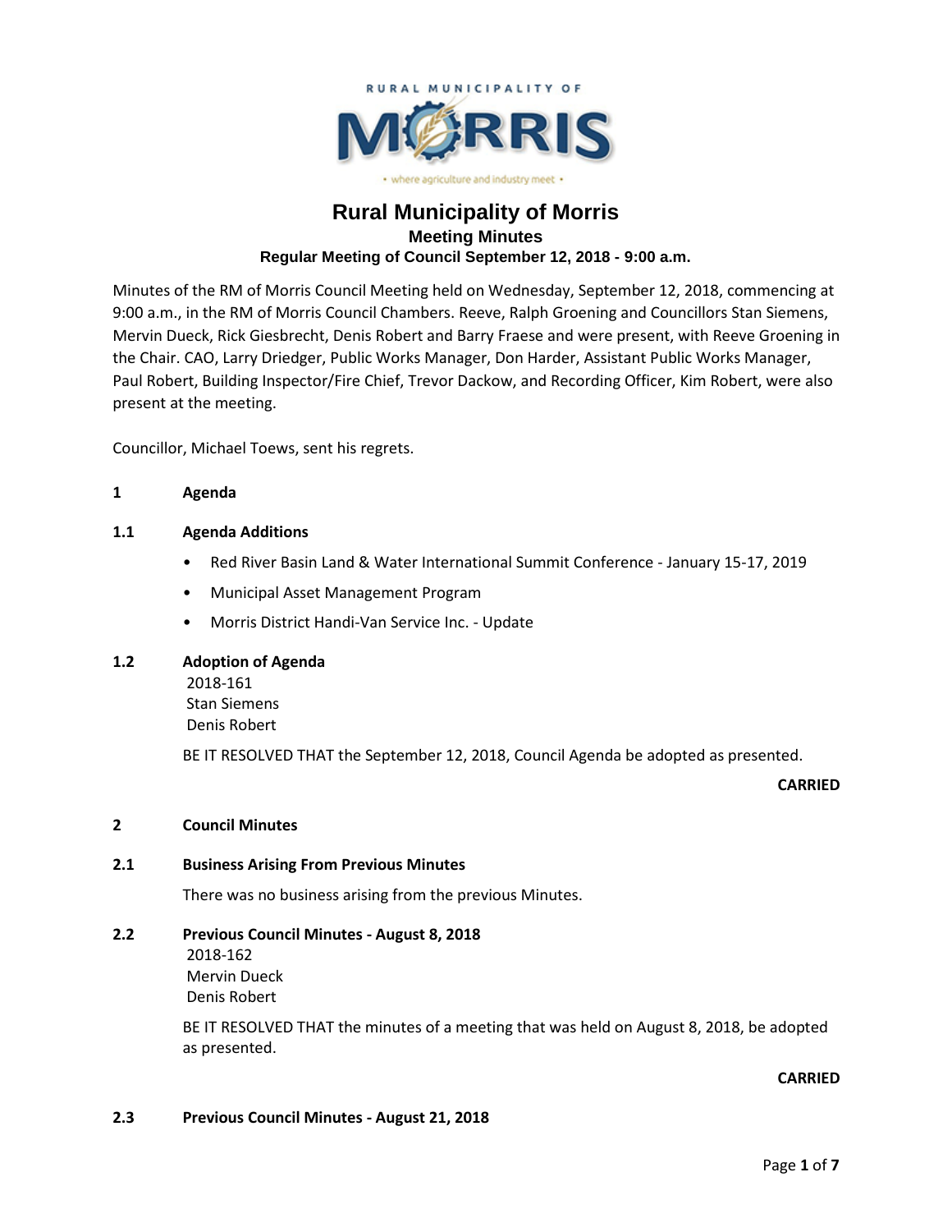RURAL MUNICIPALITY OF

MORRIS

• where agriculture and industry meet •

# Rural Municipality of Morris

## Meeting Minutes

### Regular Meeting of Council September 12, 2018 - 9:00 a.m.

Minutes of the RM of Morris Council Meeting held on Wednesday, September 12, 2018, commencing at 9:00 a.m., in the RM of Morris Council Chambers. Reeve, Ralph Groening and Councillors Stan Siemens, Mervin Dueck, Rick Giesbrecht, Denis Robert and Barry Fraese and were present, with Reeve Groening in the Chair. CAO, Larry Driedger, Public Works Manager, Don Harder, Assistant Public Works Manager, Paul Robert, Building Inspector/Fire Chief, Trevor Dackow, and Recording Officer, Kim Robert, were also present at the meeting.

Councillor, Michael Toews, sent his regrets.

**1 Agenda**

**1.1 Agenda Additions**

- Red River Basin Land & Water International Summit Conference - January 15-17, 2019
- Municipal Asset Management Program
- Morris District Handi-Van Service Inc. - Update

**1.2 Adoption of Agenda**

2018-161
Stan Siemens
Denis Robert

BE IT RESOLVED THAT the September 12, 2018, Council Agenda be adopted as presented.

**CARRIED**

**2 Council Minutes**

**2.1 Business Arising From Previous Minutes**

There was no business arising from the previous Minutes.

**2.2 Previous Council Minutes - August 8, 2018**

2018-162
Mervin Dueck
Denis Robert

BE IT RESOLVED THAT the minutes of a meeting that was held on August 8, 2018, be adopted as presented.

**CARRIED**

**2.3 Previous Council Minutes - August 21, 2018**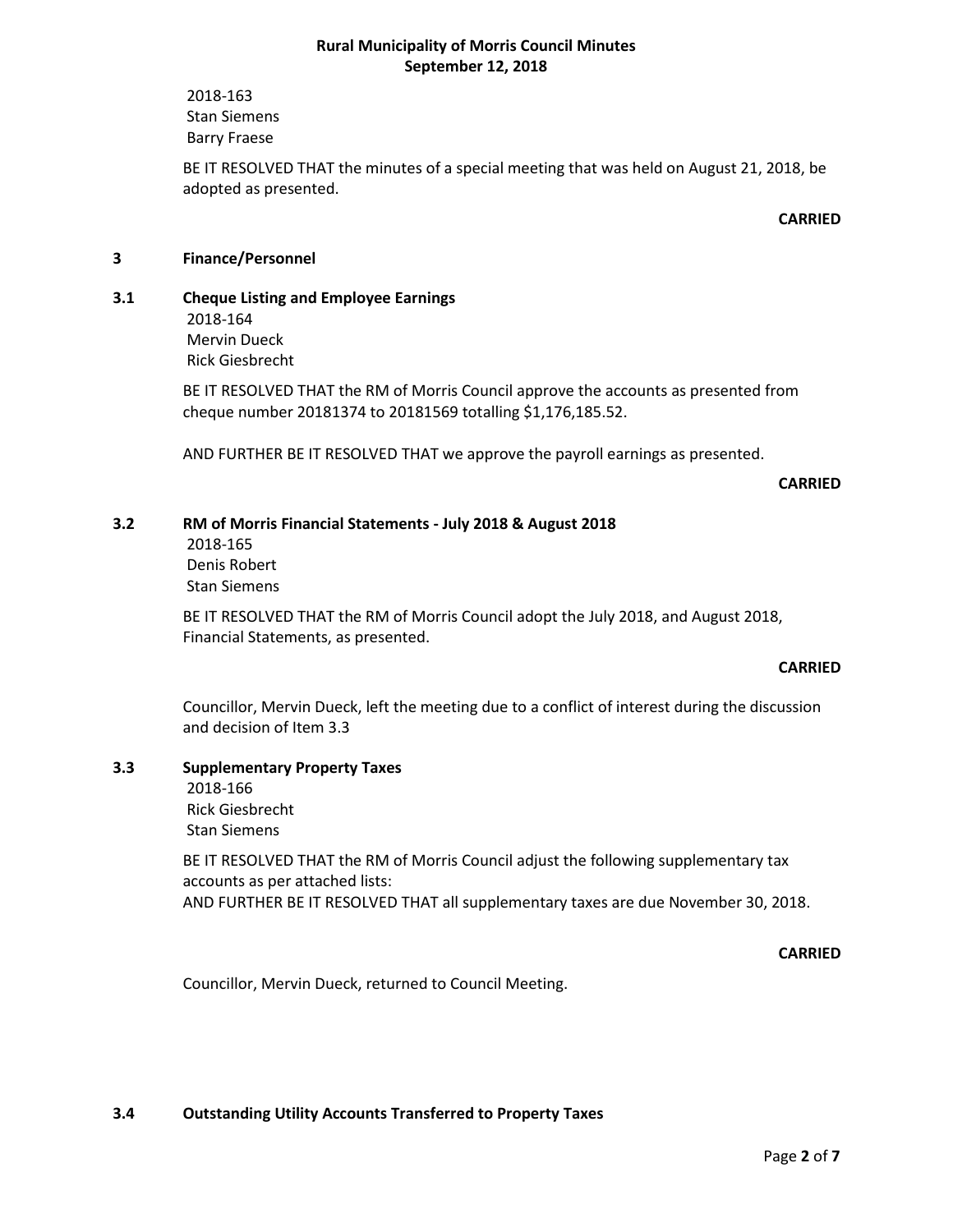2018-163
Stan Siemens
Barry Fraese

BE IT RESOLVED THAT the minutes of a special meeting that was held on August 21, 2018, be adopted as presented.

**CARRIED**

## 3 Finance/Personnel

### 3.1 Cheque Listing and Employee Earnings

2018-164
Mervin Dueck
Rick Giesbrecht

BE IT RESOLVED THAT the RM of Morris Council approve the accounts as presented from cheque number 20181374 to 20181569 totalling $1,176,185.52.

AND FURTHER BE IT RESOLVED THAT we approve the payroll earnings as presented.

**CARRIED**

### 3.2 RM of Morris Financial Statements - July 2018 & August 2018

2018-165
Denis Robert
Stan Siemens

BE IT RESOLVED THAT the RM of Morris Council adopt the July 2018, and August 2018, Financial Statements, as presented.

**CARRIED**

Councillor, Mervin Dueck, left the meeting due to a conflict of interest during the discussion and decision of Item 3.3

### 3.3 Supplementary Property Taxes

2018-166
Rick Giesbrecht
Stan Siemens

BE IT RESOLVED THAT the RM of Morris Council adjust the following supplementary tax accounts as per attached lists:
AND FURTHER BE IT RESOLVED THAT all supplementary taxes are due November 30, 2018.

**CARRIED**

Councillor, Mervin Dueck, returned to Council Meeting.

### 3.4 Outstanding Utility Accounts Transferred to Property Taxes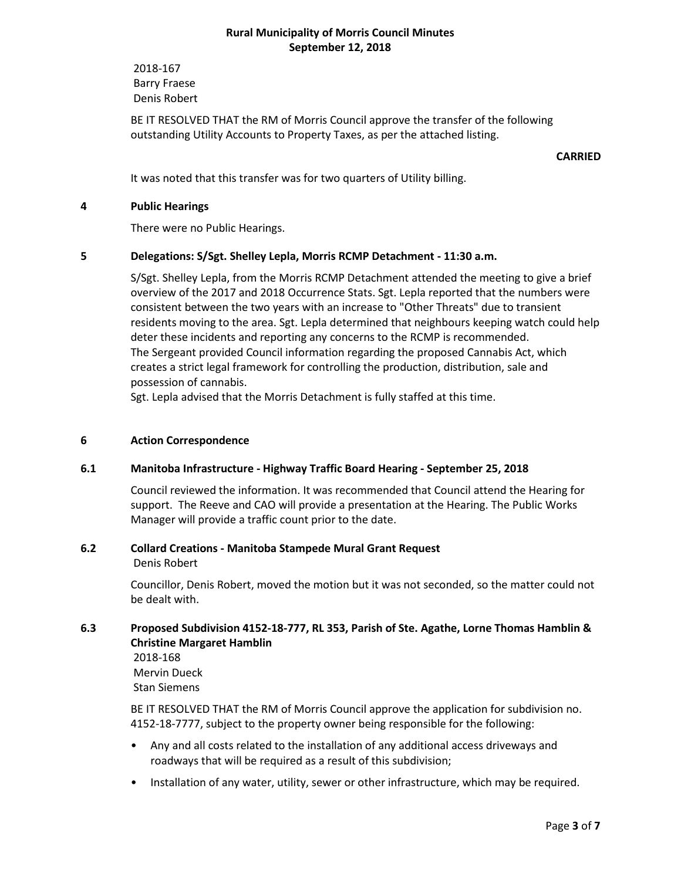2018-167
Barry Fraese
Denis Robert

BE IT RESOLVED THAT the RM of Morris Council approve the transfer of the following outstanding Utility Accounts to Property Taxes, as per the attached listing.

**CARRIED**

It was noted that this transfer was for two quarters of Utility billing.

## 4 Public Hearings

There were no Public Hearings.

## 5 Delegations: S/Sgt. Shelley Lepla, Morris RCMP Detachment - 11:30 a.m.

S/Sgt. Shelley Lepla, from the Morris RCMP Detachment attended the meeting to give a brief overview of the 2017 and 2018 Occurrence Stats. Sgt. Lepla reported that the numbers were consistent between the two years with an increase to "Other Threats" due to transient residents moving to the area. Sgt. Lepla determined that neighbours keeping watch could help deter these incidents and reporting any concerns to the RCMP is recommended.
The Sergeant provided Council information regarding the proposed Cannabis Act, which creates a strict legal framework for controlling the production, distribution, sale and possession of cannabis.
Sgt. Lepla advised that the Morris Detachment is fully staffed at this time.

## 6 Action Correspondence

### 6.1 Manitoba Infrastructure - Highway Traffic Board Hearing - September 25, 2018

Council reviewed the information. It was recommended that Council attend the Hearing for support. The Reeve and CAO will provide a presentation at the Hearing. The Public Works Manager will provide a traffic count prior to the date.

### 6.2 Collard Creations - Manitoba Stampede Mural Grant Request

Denis Robert

Councillor, Denis Robert, moved the motion but it was not seconded, so the matter could not be dealt with.

### 6.3 Proposed Subdivision 4152-18-777, RL 353, Parish of Ste. Agathe, Lorne Thomas Hamblin & Christine Margaret Hamblin

2018-168
Mervin Dueck
Stan Siemens

BE IT RESOLVED THAT the RM of Morris Council approve the application for subdivision no. 4152-18-7777, subject to the property owner being responsible for the following:

- Any and all costs related to the installation of any additional access driveways and roadways that will be required as a result of this subdivision;
- Installation of any water, utility, sewer or other infrastructure, which may be required.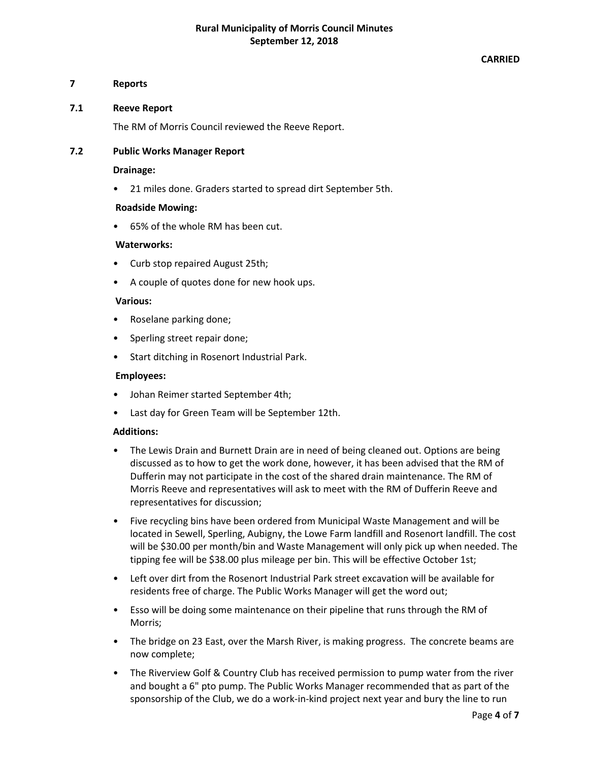**CARRIED**

## 7 Reports

### 7.1 Reeve Report

The RM of Morris Council reviewed the Reeve Report.

### 7.2 Public Works Manager Report

**Drainage:**

- 21 miles done. Graders started to spread dirt September 5th.

**Roadside Mowing:**

- 65% of the whole RM has been cut.

**Waterworks:**

- Curb stop repaired August 25th;
- A couple of quotes done for new hook ups.

**Various:**

- Roselane parking done;
- Sperling street repair done;
- Start ditching in Rosenort Industrial Park.

**Employees:**

- Johan Reimer started September 4th;
- Last day for Green Team will be September 12th.

**Additions:**

- The Lewis Drain and Burnett Drain are in need of being cleaned out. Options are being discussed as to how to get the work done, however, it has been advised that the RM of Dufferin may not participate in the cost of the shared drain maintenance. The RM of Morris Reeve and representatives will ask to meet with the RM of Dufferin Reeve and representatives for discussion;
- Five recycling bins have been ordered from Municipal Waste Management and will be located in Sewell, Sperling, Aubigny, the Lowe Farm landfill and Rosenort landfill. The cost will be $30.00 per month/bin and Waste Management will only pick up when needed. The tipping fee will be $38.00 plus mileage per bin. This will be effective October 1st;
- Left over dirt from the Rosenort Industrial Park street excavation will be available for residents free of charge. The Public Works Manager will get the word out;
- Esso will be doing some maintenance on their pipeline that runs through the RM of Morris;
- The bridge on 23 East, over the Marsh River, is making progress. The concrete beams are now complete;
- The Riverview Golf & Country Club has received permission to pump water from the river and bought a 6" pto pump. The Public Works Manager recommended that as part of the sponsorship of the Club, we do a work-in-kind project next year and bury the line to run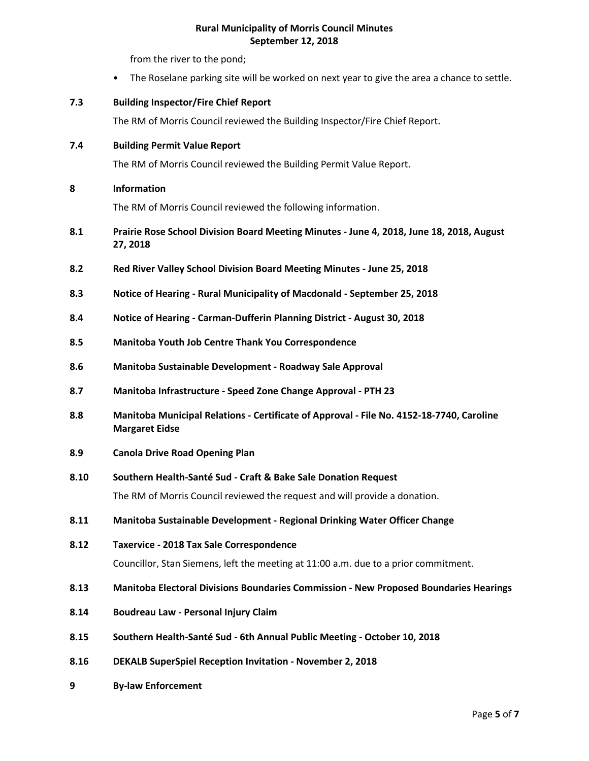from the river to the pond;

- The Roselane parking site will be worked on next year to give the area a chance to settle.

**7.3 Building Inspector/Fire Chief Report**

The RM of Morris Council reviewed the Building Inspector/Fire Chief Report.

**7.4 Building Permit Value Report**

The RM of Morris Council reviewed the Building Permit Value Report.

**8 Information**

The RM of Morris Council reviewed the following information.

**8.1 Prairie Rose School Division Board Meeting Minutes - June 4, 2018, June 18, 2018, August 27, 2018**

**8.2 Red River Valley School Division Board Meeting Minutes - June 25, 2018**

**8.3 Notice of Hearing - Rural Municipality of Macdonald - September 25, 2018**

**8.4 Notice of Hearing - Carman-Dufferin Planning District - August 30, 2018**

**8.5 Manitoba Youth Job Centre Thank You Correspondence**

**8.6 Manitoba Sustainable Development - Roadway Sale Approval**

**8.7 Manitoba Infrastructure - Speed Zone Change Approval - PTH 23**

**8.8 Manitoba Municipal Relations - Certificate of Approval - File No. 4152-18-7740, Caroline Margaret Eidse**

**8.9 Canola Drive Road Opening Plan**

**8.10 Southern Health-Santé Sud - Craft & Bake Sale Donation Request**

The RM of Morris Council reviewed the request and will provide a donation.

**8.11 Manitoba Sustainable Development - Regional Drinking Water Officer Change**

**8.12 Taxervice - 2018 Tax Sale Correspondence**

Councillor, Stan Siemens, left the meeting at 11:00 a.m. due to a prior commitment.

**8.13 Manitoba Electoral Divisions Boundaries Commission - New Proposed Boundaries Hearings**

**8.14 Boudreau Law - Personal Injury Claim**

**8.15 Southern Health-Santé Sud - 6th Annual Public Meeting - October 10, 2018**

**8.16 DEKALB SuperSpiel Reception Invitation - November 2, 2018**

**9 By-law Enforcement**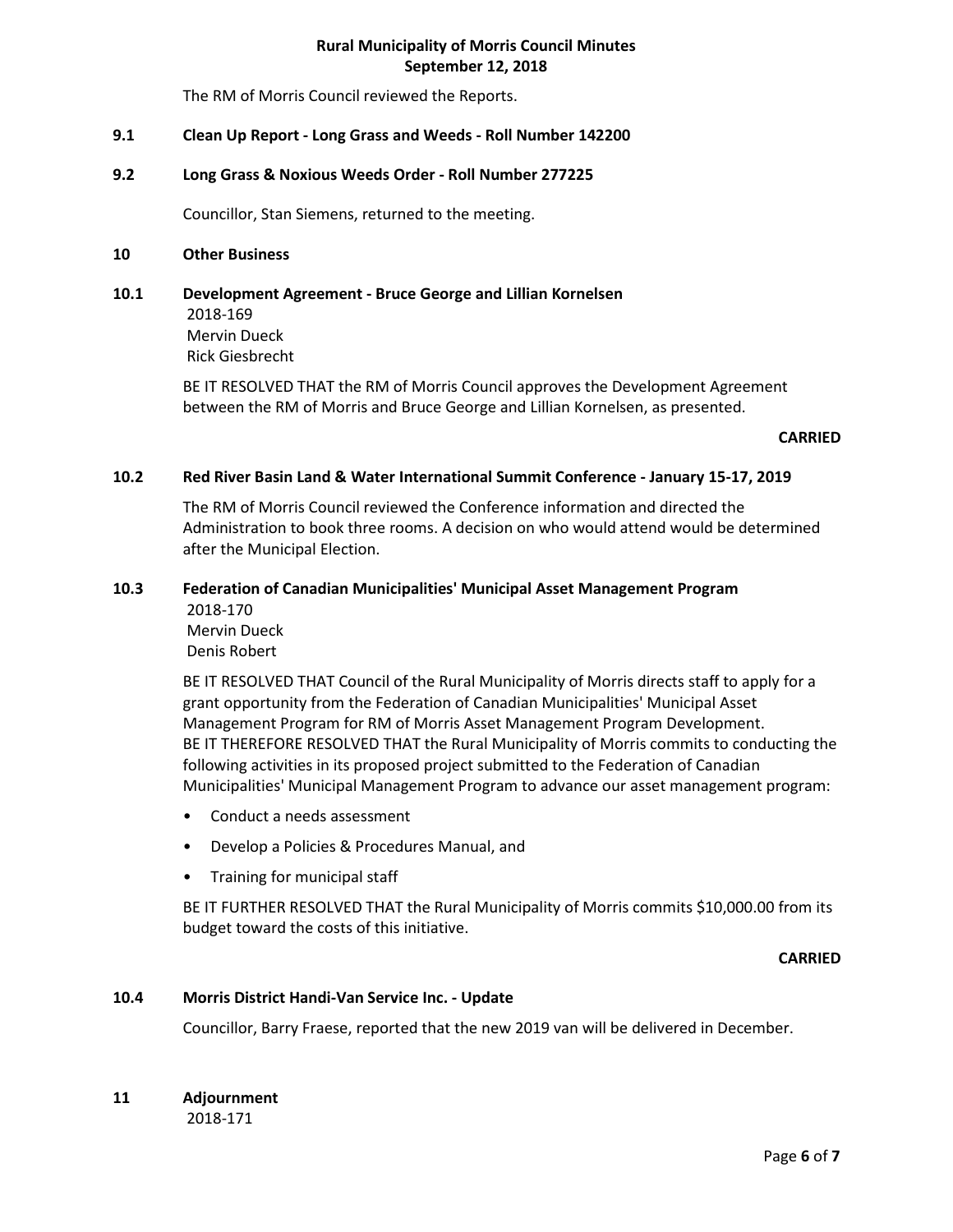The RM of Morris Council reviewed the Reports.

### 9.1 Clean Up Report - Long Grass and Weeds - Roll Number 142200

### 9.2 Long Grass & Noxious Weeds Order - Roll Number 277225

Councillor, Stan Siemens, returned to the meeting.

## 10 Other Business

### 10.1 Development Agreement - Bruce George and Lillian Kornelsen

2018-169
Mervin Dueck
Rick Giesbrecht

BE IT RESOLVED THAT the RM of Morris Council approves the Development Agreement between the RM of Morris and Bruce George and Lillian Kornelsen, as presented.

**CARRIED**

### 10.2 Red River Basin Land & Water International Summit Conference - January 15-17, 2019

The RM of Morris Council reviewed the Conference information and directed the Administration to book three rooms. A decision on who would attend would be determined after the Municipal Election.

### 10.3 Federation of Canadian Municipalities' Municipal Asset Management Program

2018-170
Mervin Dueck
Denis Robert

BE IT RESOLVED THAT Council of the Rural Municipality of Morris directs staff to apply for a grant opportunity from the Federation of Canadian Municipalities' Municipal Asset Management Program for RM of Morris Asset Management Program Development.
BE IT THEREFORE RESOLVED THAT the Rural Municipality of Morris commits to conducting the following activities in its proposed project submitted to the Federation of Canadian Municipalities' Municipal Management Program to advance our asset management program:

- Conduct a needs assessment
- Develop a Policies & Procedures Manual, and
- Training for municipal staff

BE IT FURTHER RESOLVED THAT the Rural Municipality of Morris commits $10,000.00 from its budget toward the costs of this initiative.

**CARRIED**

### 10.4 Morris District Handi-Van Service Inc. - Update

Councillor, Barry Fraese, reported that the new 2019 van will be delivered in December.

## 11 Adjournment

2018-171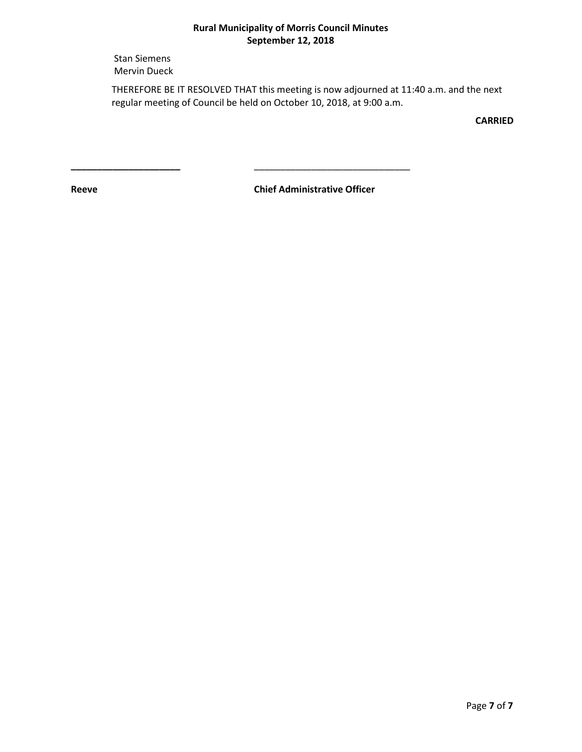Stan Siemens
Mervin Dueck

THEREFORE BE IT RESOLVED THAT this meeting is now adjourned at 11:40 a.m. and the next regular meeting of Council be held on October 10, 2018, at 9:00 a.m.

**CARRIED**

\_\_\_\_\_\_\_\_\_\_\_\_\_\_\_\_\_\_\_\_\_\_ \_\_\_\_\_\_\_\_\_\_\_\_\_\_\_\_\_\_\_\_\_\_\_\_\_\_\_\_\_\_\_\_

**Reeve** **Chief Administrative Officer**